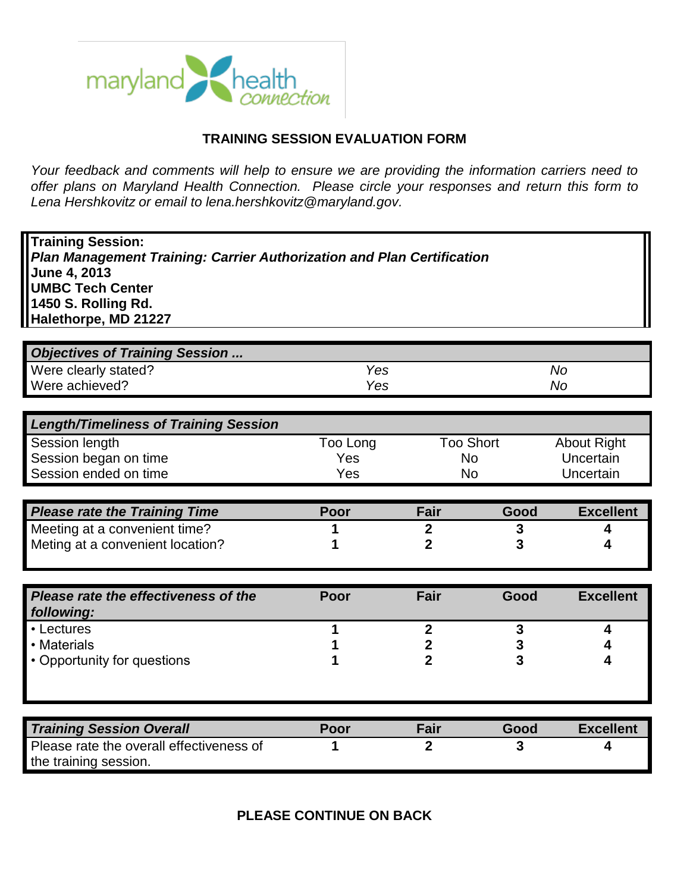**TRAINING SESSION EVALUATION FORM**

*Your feedback and comments will help to ensure we are providing the information carriers need to offer plans on Maryland Health Connection. Please circle your responses and return this form to Lena Hershkovitz or email to lena.hershkovitz@maryland.gov.*

**Training Session:**
***Plan Management Training: Carrier Authorization and Plan Certification***
**June 4, 2013**
**UMBC Tech Center**
**1450 S. Rolling Rd.**
**Halethorpe, MD 21227**

| ***Objectives of Training Session ...*** | | |
|---|---|---|
| Were clearly stated? | *Yes* | *No* |
| Were achieved? | *Yes* | *No* |

| ***Length/Timeliness of Training Session*** | | | |
|---|---|---|---|
| Session length | Too Long | Too Short | About Right |
| Session began on time | Yes | No | Uncertain |
| Session ended on time | Yes | No | Uncertain |

| ***Please rate the Training Time*** | **Poor** | **Fair** | **Good** | **Excellent** |
|---|---|---|---|---|
| Meeting at a convenient time? | **1** | **2** | **3** | **4** |
| Meting at a convenient location? | **1** | **2** | **3** | **4** |

| ***Please rate the effectiveness of the following:*** | **Poor** | **Fair** | **Good** | **Excellent** |
|---|---|---|---|---|
| • Lectures | **1** | **2** | **3** | **4** |
| • Materials | **1** | **2** | **3** | **4** |
| • Opportunity for questions | **1** | **2** | **3** | **4** |

| ***Training Session Overall*** | **Poor** | **Fair** | **Good** | **Excellent** |
|---|---|---|---|---|
| Please rate the overall effectiveness of the training session. | **1** | **2** | **3** | **4** |

**PLEASE CONTINUE ON BACK**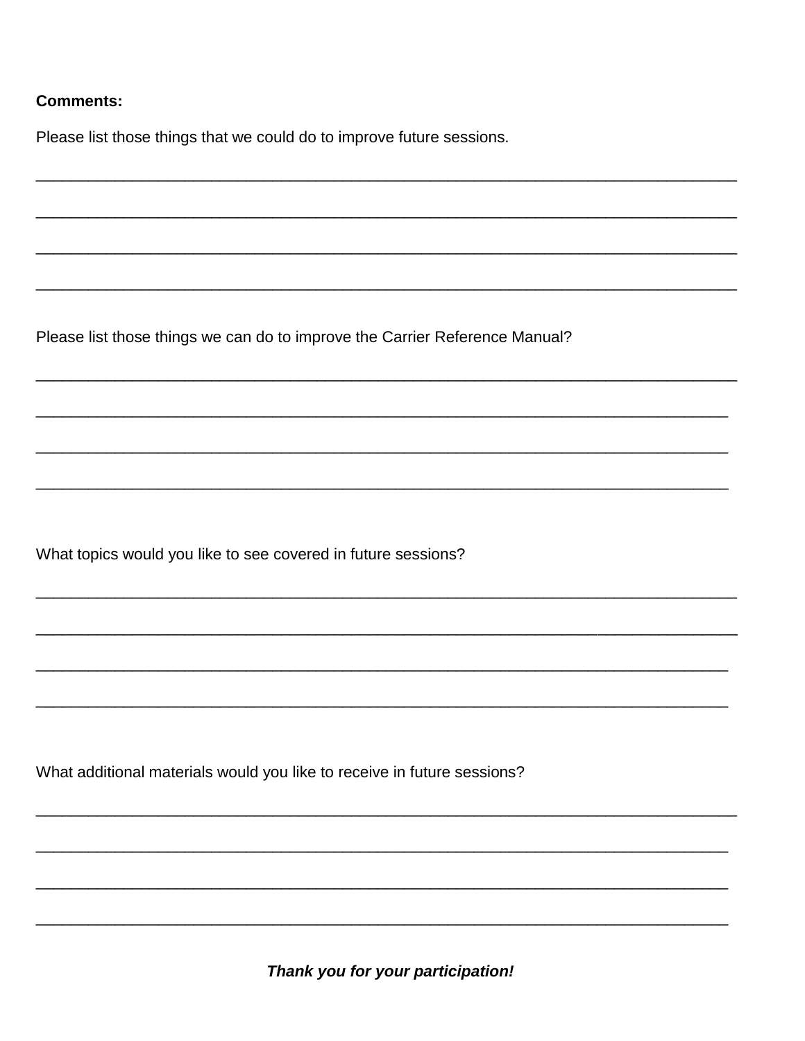**Comments:**

Please list those things that we could do to improve future sessions.

_______________________________________________________________________________

_______________________________________________________________________________

_______________________________________________________________________________

_______________________________________________________________________________

Please list those things we can do to improve the Carrier Reference Manual?

_______________________________________________________________________________

______________________________________________________________________________

______________________________________________________________________________

______________________________________________________________________________

What topics would you like to see covered in future sessions?

_______________________________________________________________________________

_______________________________________________________________________________

______________________________________________________________________________

______________________________________________________________________________

What additional materials would you like to receive in future sessions?

_______________________________________________________________________________

______________________________________________________________________________

______________________________________________________________________________

______________________________________________________________________________

***Thank you for your participation!***